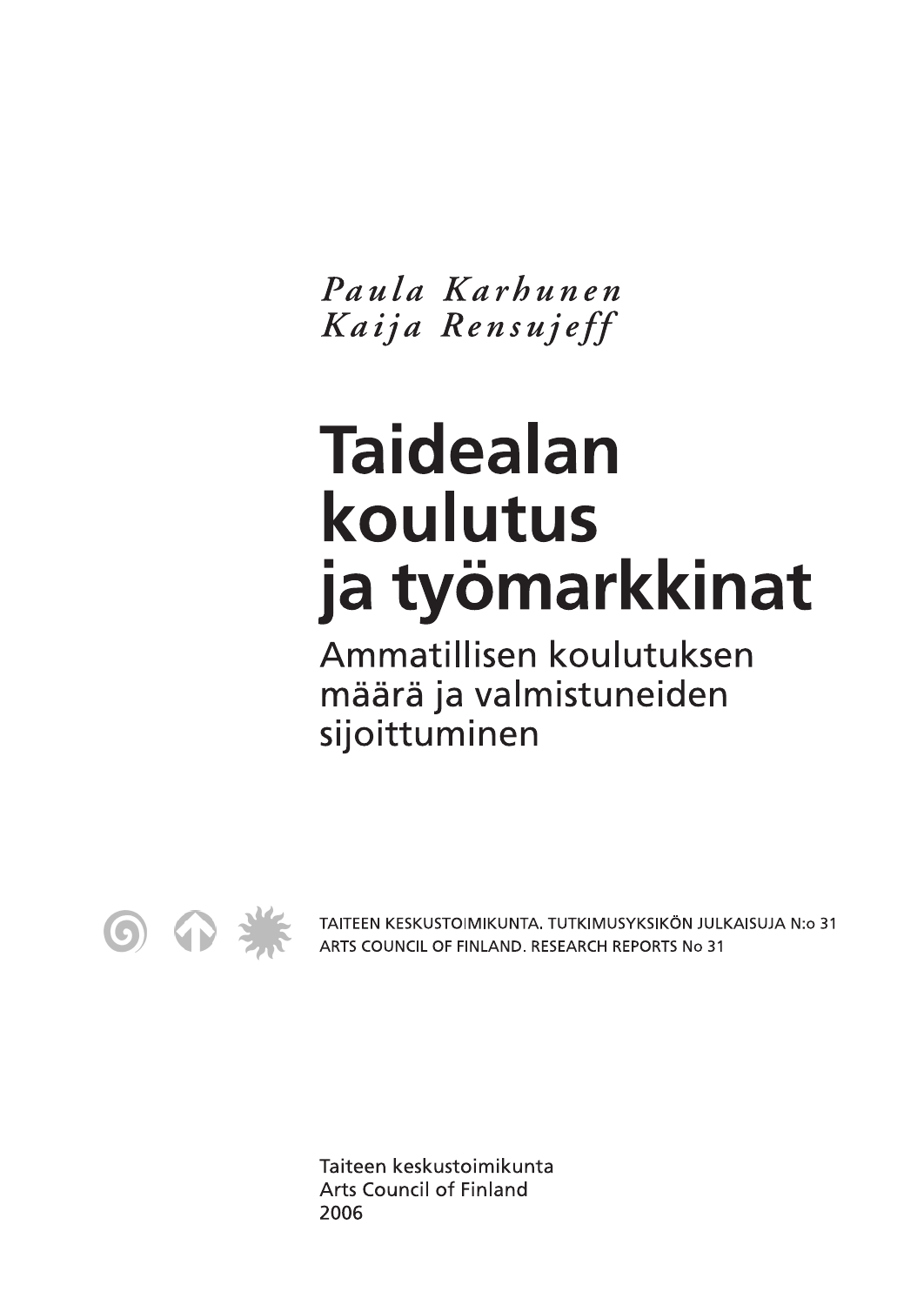*Paula Karhunen*
*Kaija Rensujeff*

# Taidealan koulutus ja työmarkkinat

## Ammatillisen koulutuksen määrä ja valmistuneiden sijoittuminen

TAITEEN KESKUSTOIMIKUNTA. TUTKIMUSYKSIKÖN JULKAISUJA N:o 31
ARTS COUNCIL OF FINLAND. RESEARCH REPORTS No 31

Taiteen keskustoimikunta
Arts Council of Finland
2006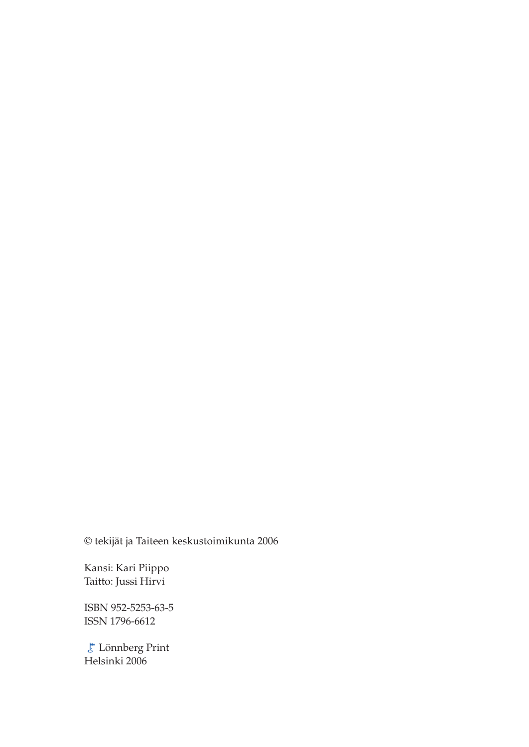© tekijät ja Taiteen keskustoimikunta 2006

Kansi: Kari Piippo
Taitto: Jussi Hirvi

ISBN 952-5253-63-5
ISSN 1796-6612

Lönnberg Print
Helsinki 2006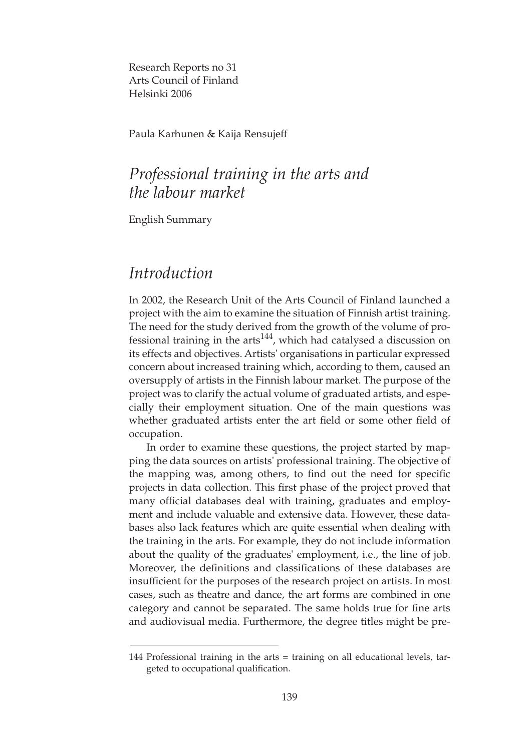Research Reports no 31
Arts Council of Finland
Helsinki 2006

Paula Karhunen & Kaija Rensujeff

# *Professional training in the arts and the labour market*

English Summary

## *Introduction*

In 2002, the Research Unit of the Arts Council of Finland launched a project with the aim to examine the situation of Finnish artist training. The need for the study derived from the growth of the volume of professional training in the arts[144], which had catalysed a discussion on its effects and objectives. Artists' organisations in particular expressed concern about increased training which, according to them, caused an oversupply of artists in the Finnish labour market. The purpose of the project was to clarify the actual volume of graduated artists, and especially their employment situation. One of the main questions was whether graduated artists enter the art field or some other field of occupation.

In order to examine these questions, the project started by mapping the data sources on artists' professional training. The objective of the mapping was, among others, to find out the need for specific projects in data collection. This first phase of the project proved that many official databases deal with training, graduates and employment and include valuable and extensive data. However, these databases also lack features which are quite essential when dealing with the training in the arts. For example, they do not include information about the quality of the graduates' employment, i.e., the line of job. Moreover, the definitions and classifications of these databases are insufficient for the purposes of the research project on artists. In most cases, such as theatre and dance, the art forms are combined in one category and cannot be separated. The same holds true for fine arts and audiovisual media. Furthermore, the degree titles might be pre-

144 Professional training in the arts = training on all educational levels, targeted to occupational qualification.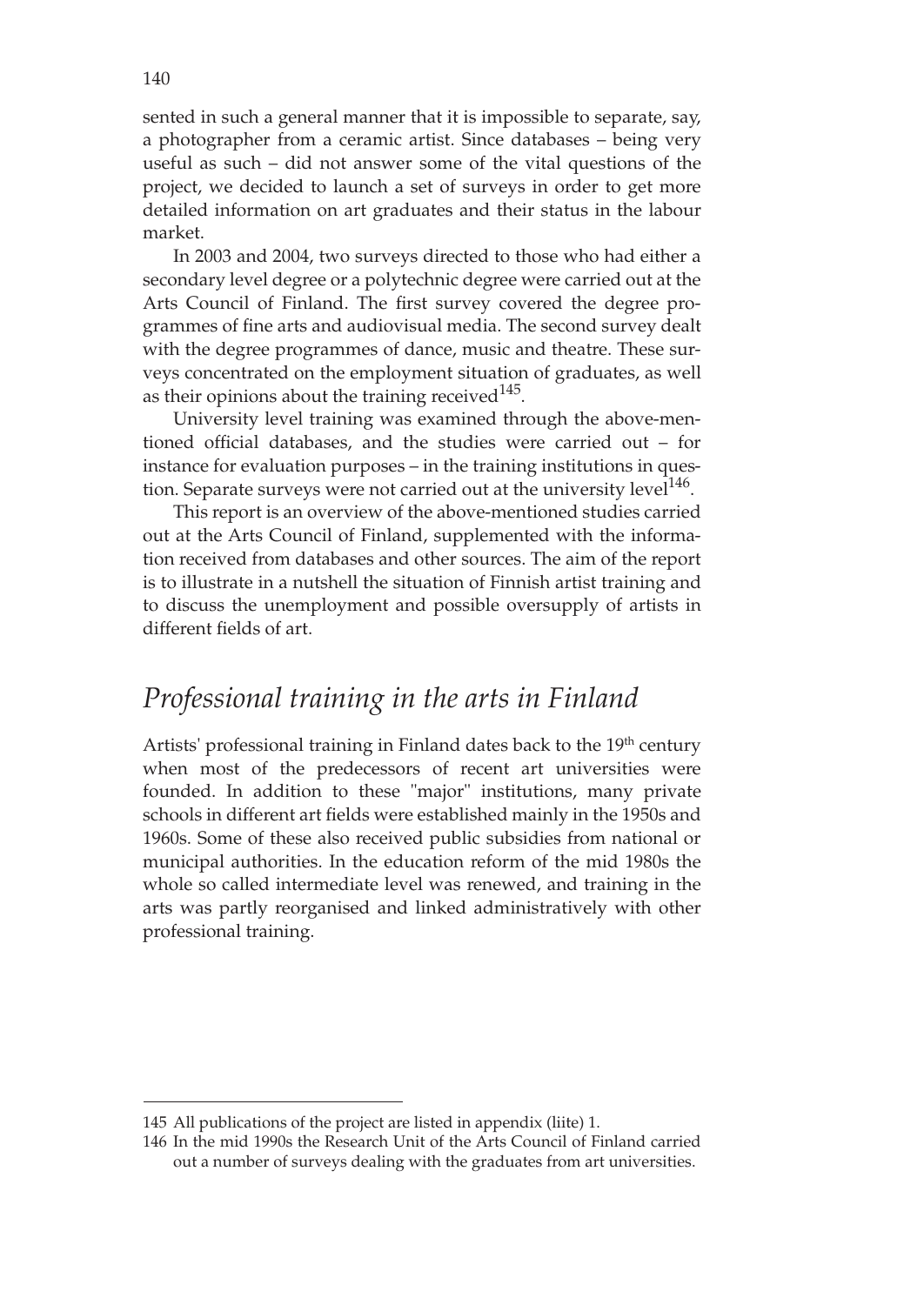sented in such a general manner that it is impossible to separate, say, a photographer from a ceramic artist. Since databases – being very useful as such – did not answer some of the vital questions of the project, we decided to launch a set of surveys in order to get more detailed information on art graduates and their status in the labour market.

In 2003 and 2004, two surveys directed to those who had either a secondary level degree or a polytechnic degree were carried out at the Arts Council of Finland. The first survey covered the degree programmes of fine arts and audiovisual media. The second survey dealt with the degree programmes of dance, music and theatre. These surveys concentrated on the employment situation of graduates, as well as their opinions about the training received[145].

University level training was examined through the above-mentioned official databases, and the studies were carried out – for instance for evaluation purposes – in the training institutions in question. Separate surveys were not carried out at the university level[146].

This report is an overview of the above-mentioned studies carried out at the Arts Council of Finland, supplemented with the information received from databases and other sources. The aim of the report is to illustrate in a nutshell the situation of Finnish artist training and to discuss the unemployment and possible oversupply of artists in different fields of art.

## *Professional training in the arts in Finland*

Artists' professional training in Finland dates back to the 19th century when most of the predecessors of recent art universities were founded. In addition to these "major" institutions, many private schools in different art fields were established mainly in the 1950s and 1960s. Some of these also received public subsidies from national or municipal authorities. In the education reform of the mid 1980s the whole so called intermediate level was renewed, and training in the arts was partly reorganised and linked administratively with other professional training.

---

145 All publications of the project are listed in appendix (liite) 1.

146 In the mid 1990s the Research Unit of the Arts Council of Finland carried out a number of surveys dealing with the graduates from art universities.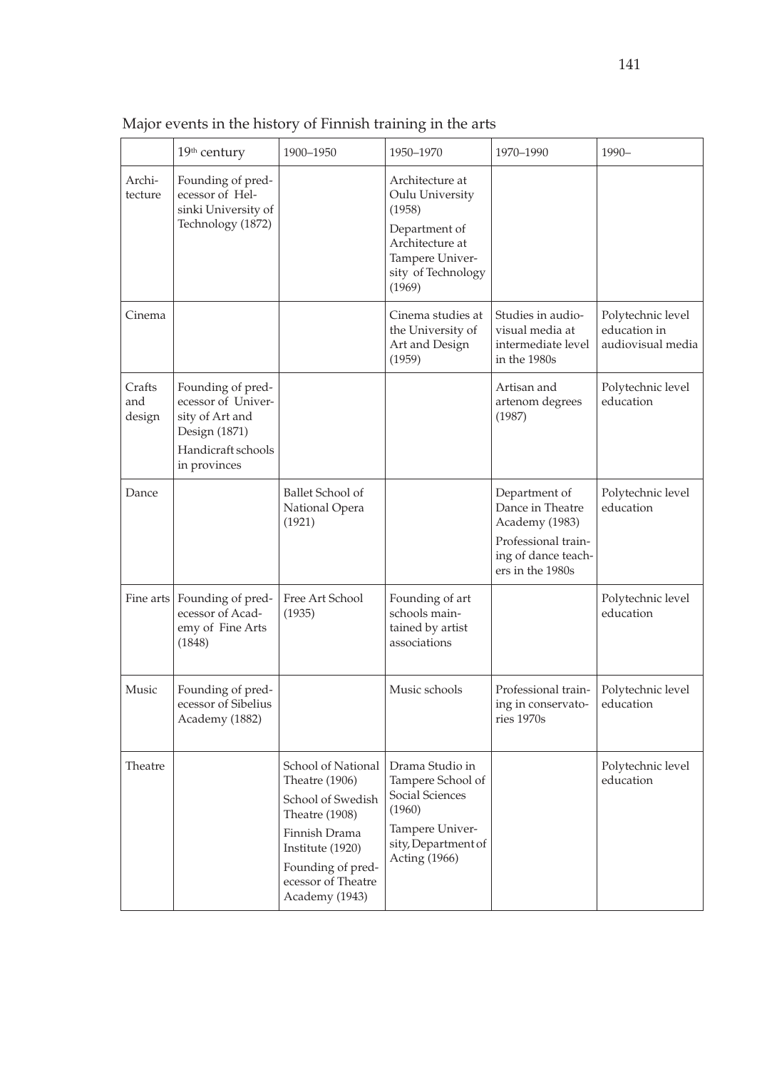Major events in the history of Finnish training in the arts

| | 19th century | 1900–1950 | 1950–1970 | 1970–1990 | 1990– |
|---|---|---|---|---|---|
| Architecture | Founding of predecessor of Helsinki University of Technology (1872) | | Architecture at Oulu University (1958)<br>Department of Architecture at Tampere University of Technology (1969) | | |
| Cinema | | | Cinema studies at the University of Art and Design (1959) | Studies in audiovisual media at intermediate level in the 1980s | Polytechnic level education in audiovisual media |
| Crafts and design | Founding of predecessor of University of Art and Design (1871)<br>Handicraft schools in provinces | | | Artisan and artenom degrees (1987) | Polytechnic level education |
| Dance | | Ballet School of National Opera (1921) | | Department of Dance in Theatre Academy (1983)<br>Professional training of dance teachers in the 1980s | Polytechnic level education |
| Fine arts | Founding of predecessor of Academy of Fine Arts (1848) | Free Art School (1935) | Founding of art schools maintained by artist associations | | Polytechnic level education |
| Music | Founding of predecessor of Sibelius Academy (1882) | | Music schools | Professional training in conservatories 1970s | Polytechnic level education |
| Theatre | | School of National Theatre (1906)<br>School of Swedish Theatre (1908)<br>Finnish Drama Institute (1920)<br>Founding of predecessor of Theatre Academy (1943) | Drama Studio in Tampere School of Social Sciences (1960)<br>Tampere University, Department of Acting (1966) | | Polytechnic level education |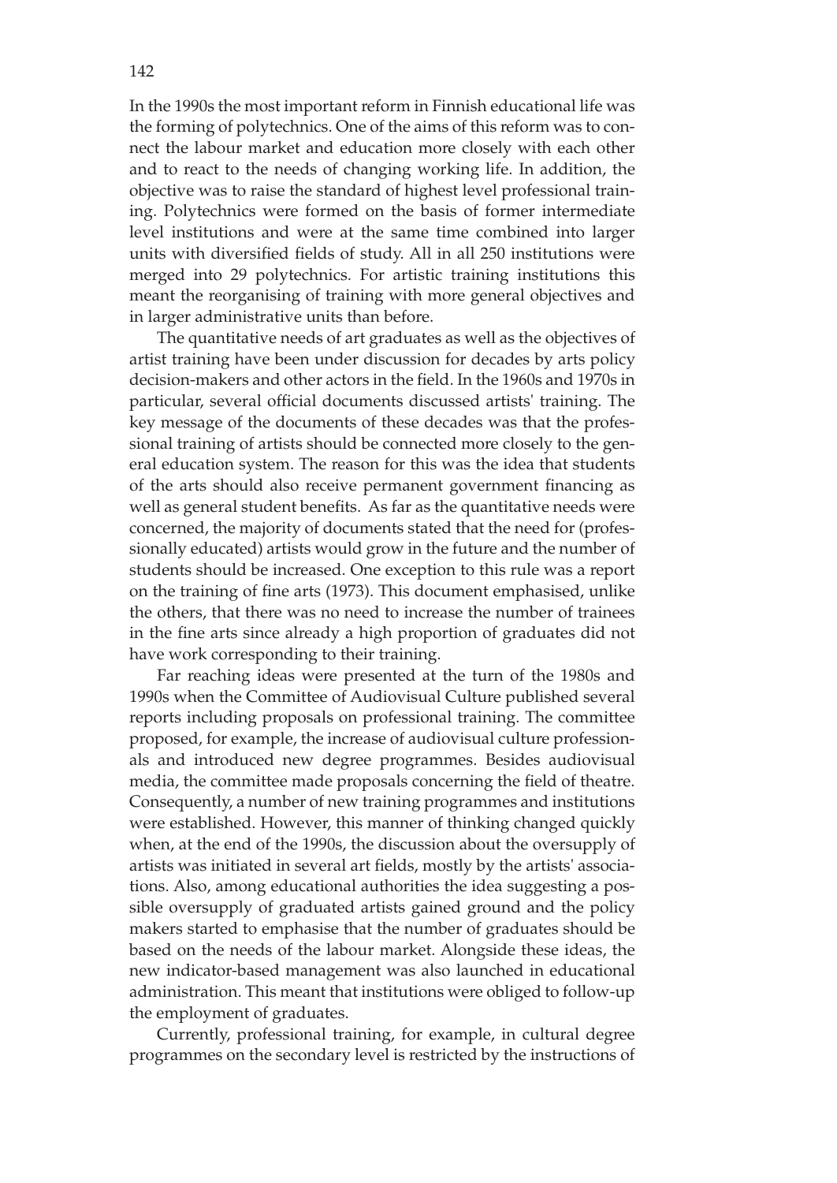In the 1990s the most important reform in Finnish educational life was the forming of polytechnics. One of the aims of this reform was to connect the labour market and education more closely with each other and to react to the needs of changing working life. In addition, the objective was to raise the standard of highest level professional training. Polytechnics were formed on the basis of former intermediate level institutions and were at the same time combined into larger units with diversified fields of study. All in all 250 institutions were merged into 29 polytechnics. For artistic training institutions this meant the reorganising of training with more general objectives and in larger administrative units than before.

The quantitative needs of art graduates as well as the objectives of artist training have been under discussion for decades by arts policy decision-makers and other actors in the field. In the 1960s and 1970s in particular, several official documents discussed artists' training. The key message of the documents of these decades was that the professional training of artists should be connected more closely to the general education system. The reason for this was the idea that students of the arts should also receive permanent government financing as well as general student benefits. As far as the quantitative needs were concerned, the majority of documents stated that the need for (professionally educated) artists would grow in the future and the number of students should be increased. One exception to this rule was a report on the training of fine arts (1973). This document emphasised, unlike the others, that there was no need to increase the number of trainees in the fine arts since already a high proportion of graduates did not have work corresponding to their training.

Far reaching ideas were presented at the turn of the 1980s and 1990s when the Committee of Audiovisual Culture published several reports including proposals on professional training. The committee proposed, for example, the increase of audiovisual culture professionals and introduced new degree programmes. Besides audiovisual media, the committee made proposals concerning the field of theatre. Consequently, a number of new training programmes and institutions were established. However, this manner of thinking changed quickly when, at the end of the 1990s, the discussion about the oversupply of artists was initiated in several art fields, mostly by the artists' associations. Also, among educational authorities the idea suggesting a possible oversupply of graduated artists gained ground and the policy makers started to emphasise that the number of graduates should be based on the needs of the labour market. Alongside these ideas, the new indicator-based management was also launched in educational administration. This meant that institutions were obliged to follow-up the employment of graduates.

Currently, professional training, for example, in cultural degree programmes on the secondary level is restricted by the instructions of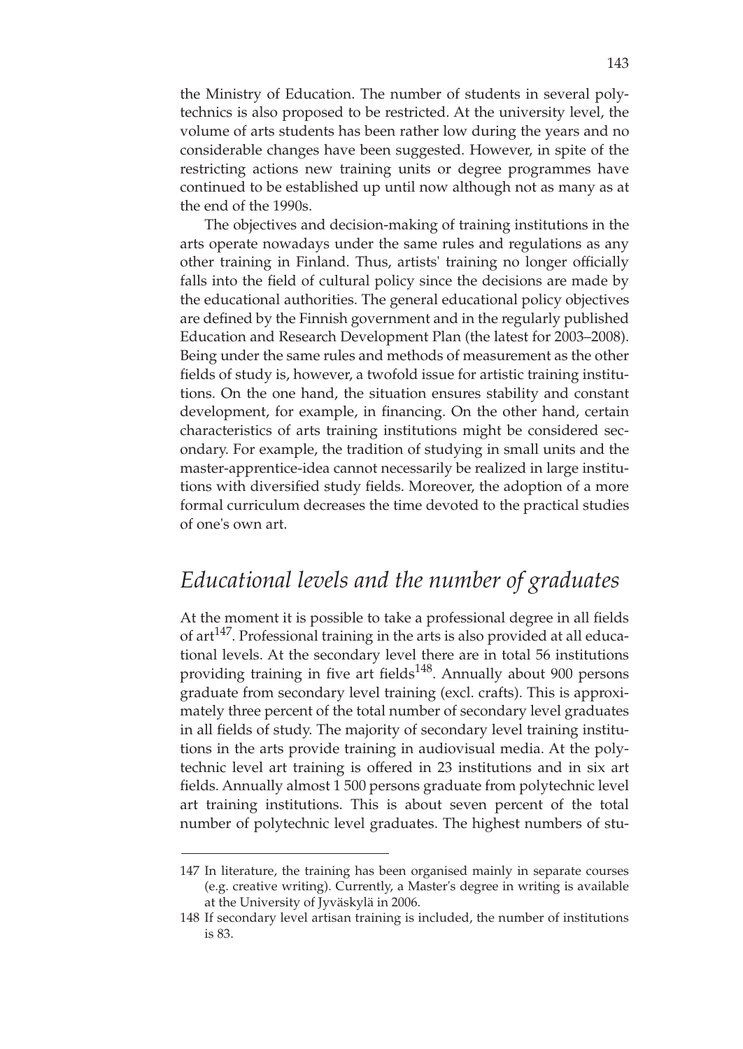the Ministry of Education. The number of students in several polytechnics is also proposed to be restricted. At the university level, the volume of arts students has been rather low during the years and no considerable changes have been suggested. However, in spite of the restricting actions new training units or degree programmes have continued to be established up until now although not as many as at the end of the 1990s.

The objectives and decision-making of training institutions in the arts operate nowadays under the same rules and regulations as any other training in Finland. Thus, artists' training no longer officially falls into the field of cultural policy since the decisions are made by the educational authorities. The general educational policy objectives are defined by the Finnish government and in the regularly published Education and Research Development Plan (the latest for 2003–2008). Being under the same rules and methods of measurement as the other fields of study is, however, a twofold issue for artistic training institutions. On the one hand, the situation ensures stability and constant development, for example, in financing. On the other hand, certain characteristics of arts training institutions might be considered secondary. For example, the tradition of studying in small units and the master-apprentice-idea cannot necessarily be realized in large institutions with diversified study fields. Moreover, the adoption of a more formal curriculum decreases the time devoted to the practical studies of one's own art.

## *Educational levels and the number of graduates*

At the moment it is possible to take a professional degree in all fields of art[147]. Professional training in the arts is also provided at all educational levels. At the secondary level there are in total 56 institutions providing training in five art fields[148]. Annually about 900 persons graduate from secondary level training (excl. crafts). This is approximately three percent of the total number of secondary level graduates in all fields of study. The majority of secondary level training institutions in the arts provide training in audiovisual media. At the polytechnic level art training is offered in 23 institutions and in six art fields. Annually almost 1 500 persons graduate from polytechnic level art training institutions. This is about seven percent of the total number of polytechnic level graduates. The highest numbers of stu-

---

147 In literature, the training has been organised mainly in separate courses (e.g. creative writing). Currently, a Master's degree in writing is available at the University of Jyväskylä in 2006.

148 If secondary level artisan training is included, the number of institutions is 83.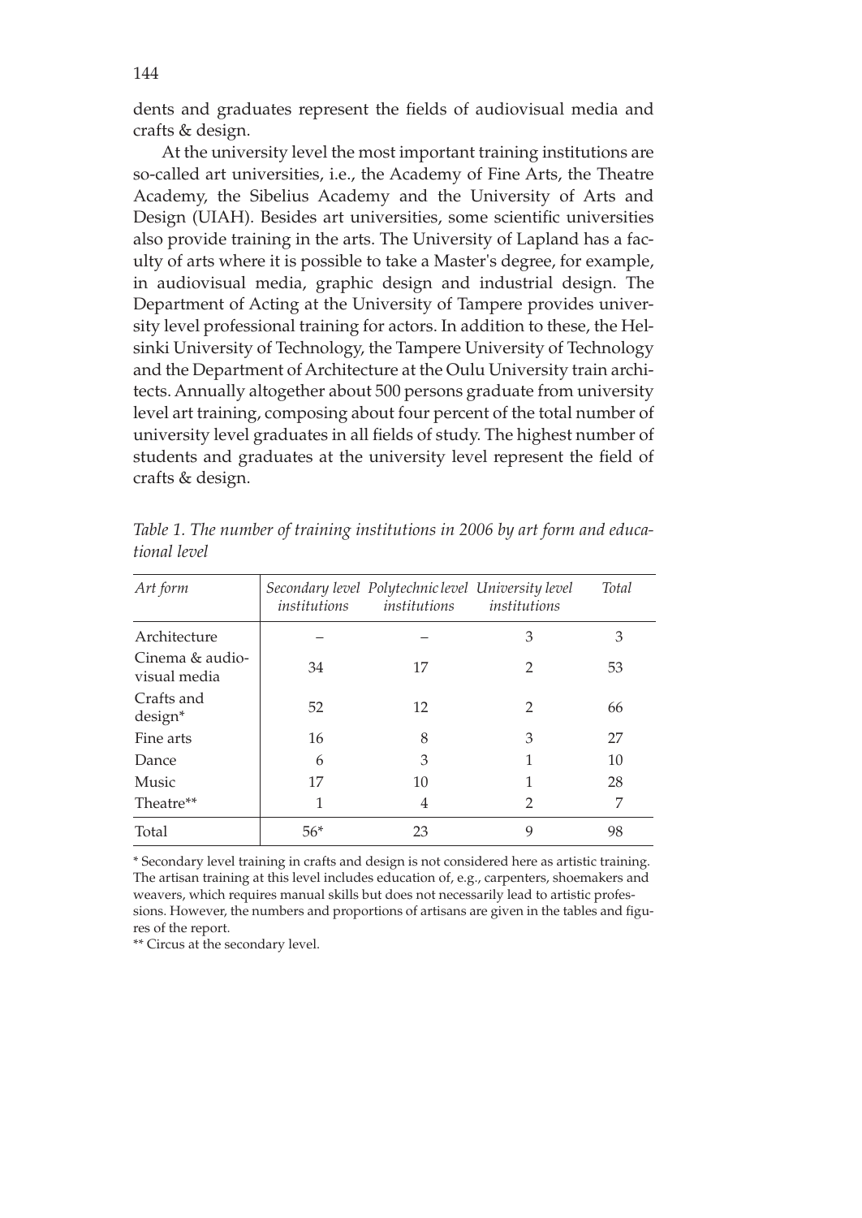dents and graduates represent the fields of audiovisual media and crafts & design.

At the university level the most important training institutions are so-called art universities, i.e., the Academy of Fine Arts, the Theatre Academy, the Sibelius Academy and the University of Arts and Design (UIAH). Besides art universities, some scientific universities also provide training in the arts. The University of Lapland has a faculty of arts where it is possible to take a Master's degree, for example, in audiovisual media, graphic design and industrial design. The Department of Acting at the University of Tampere provides university level professional training for actors. In addition to these, the Helsinki University of Technology, the Tampere University of Technology and the Department of Architecture at the Oulu University train architects. Annually altogether about 500 persons graduate from university level art training, composing about four percent of the total number of university level graduates in all fields of study. The highest number of students and graduates at the university level represent the field of crafts & design.

*Table 1. The number of training institutions in 2006 by art form and educational level*

| *Art form* | *Secondary level institutions* | *Polytechnic level institutions* | *University level institutions* | *Total* |
|---|---|---|---|---|
| Architecture | – | – | 3 | 3 |
| Cinema & audio-visual media | 34 | 17 | 2 | 53 |
| Crafts and design* | 52 | 12 | 2 | 66 |
| Fine arts | 16 | 8 | 3 | 27 |
| Dance | 6 | 3 | 1 | 10 |
| Music | 17 | 10 | 1 | 28 |
| Theatre** | 1 | 4 | 2 | 7 |
| Total | 56* | 23 | 9 | 98 |

* Secondary level training in crafts and design is not considered here as artistic training. The artisan training at this level includes education of, e.g., carpenters, shoemakers and weavers, which requires manual skills but does not necessarily lead to artistic professions. However, the numbers and proportions of artisans are given in the tables and figures of the report.

** Circus at the secondary level.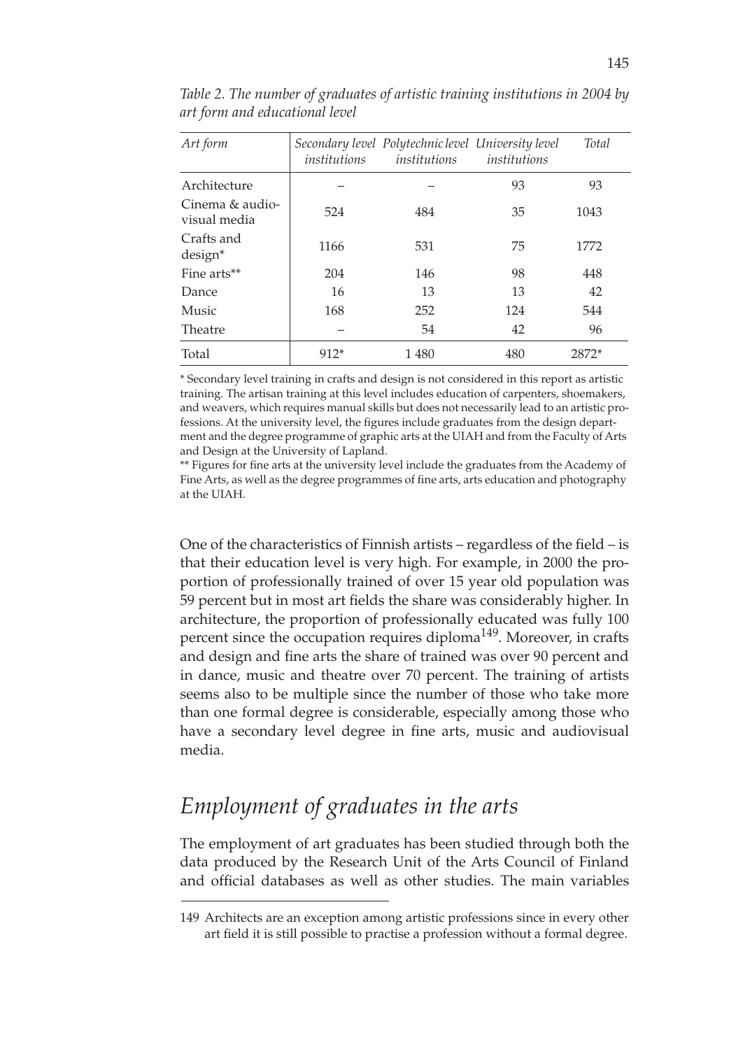*Table 2. The number of graduates of artistic training institutions in 2004 by art form and educational level*

| *Art form* | *Secondary level institutions* | *Polytechnic level institutions* | *University level institutions* | *Total* |
|---|---|---|---|---|
| Architecture | – | – | 93 | 93 |
| Cinema & audio-visual media | 524 | 484 | 35 | 1043 |
| Crafts and design* | 1166 | 531 | 75 | 1772 |
| Fine arts** | 204 | 146 | 98 | 448 |
| Dance | 16 | 13 | 13 | 42 |
| Music | 168 | 252 | 124 | 544 |
| Theatre | – | 54 | 42 | 96 |
| Total | 912* | 1 480 | 480 | 2872* |

\* Secondary level training in crafts and design is not considered in this report as artistic training. The artisan training at this level includes education of carpenters, shoemakers, and weavers, which requires manual skills but does not necessarily lead to an artistic professions. At the university level, the figures include graduates from the design department and the degree programme of graphic arts at the UIAH and from the Faculty of Arts and Design at the University of Lapland.

\*\* Figures for fine arts at the university level include the graduates from the Academy of Fine Arts, as well as the degree programmes of fine arts, arts education and photography at the UIAH.

One of the characteristics of Finnish artists – regardless of the field – is that their education level is very high. For example, in 2000 the proportion of professionally trained of over 15 year old population was 59 percent but in most art fields the share was considerably higher. In architecture, the proportion of professionally educated was fully 100 percent since the occupation requires diploma[149]. Moreover, in crafts and design and fine arts the share of trained was over 90 percent and in dance, music and theatre over 70 percent. The training of artists seems also to be multiple since the number of those who take more than one formal degree is considerable, especially among those who have a secondary level degree in fine arts, music and audiovisual media.

## *Employment of graduates in the arts*

The employment of art graduates has been studied through both the data produced by the Research Unit of the Arts Council of Finland and official databases as well as other studies. The main variables

149 Architects are an exception among artistic professions since in every other art field it is still possible to practise a profession without a formal degree.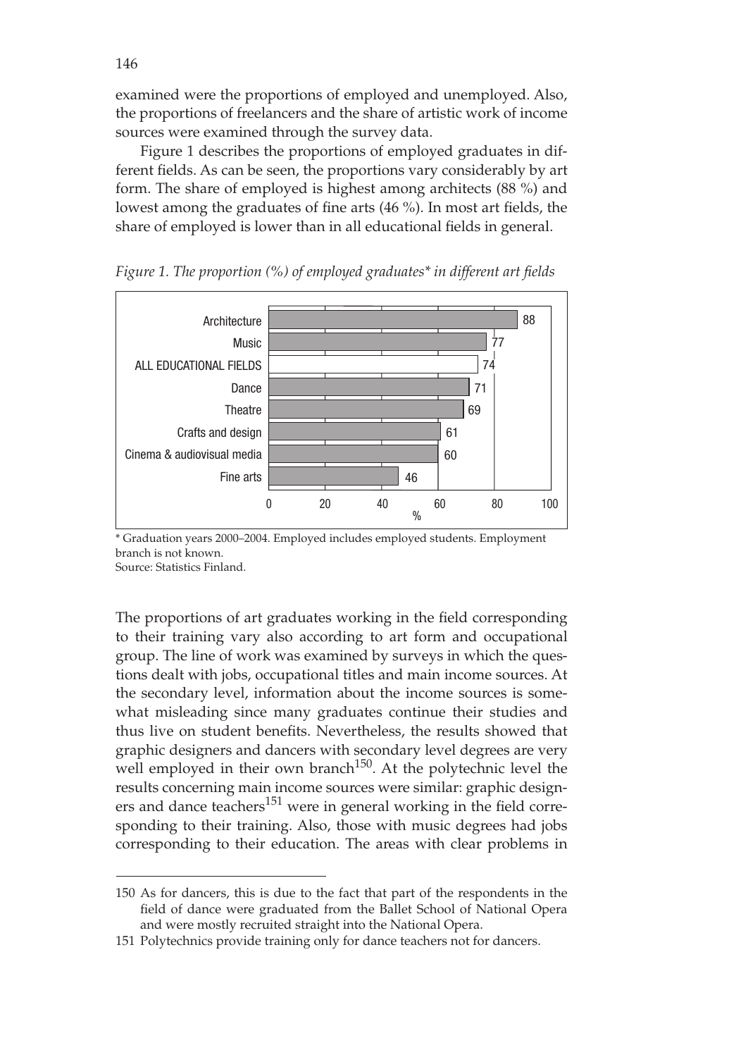examined were the proportions of employed and unemployed. Also, the proportions of freelancers and the share of artistic work of income sources were examined through the survey data.

Figure 1 describes the proportions of employed graduates in different fields. As can be seen, the proportions vary considerably by art form. The share of employed is highest among architects (88 %) and lowest among the graduates of fine arts (46 %). In most art fields, the share of employed is lower than in all educational fields in general.

*Figure 1. The proportion (%) of employed graduates\* in different art fields*

| Field | % |
|---|---|
| Architecture | 88 |
| Music | 77 |
| ALL EDUCATIONAL FIELDS | 74 |
| Dance | 71 |
| Theatre | 69 |
| Crafts and design | 61 |
| Cinema & audiovisual media | 60 |
| Fine arts | 46 |

\* Graduation years 2000–2004. Employed includes employed students. Employment branch is not known.
Source: Statistics Finland.

The proportions of art graduates working in the field corresponding to their training vary also according to art form and occupational group. The line of work was examined by surveys in which the questions dealt with jobs, occupational titles and main income sources. At the secondary level, information about the income sources is somewhat misleading since many graduates continue their studies and thus live on student benefits. Nevertheless, the results showed that graphic designers and dancers with secondary level degrees are very well employed in their own branch[150]. At the polytechnic level the results concerning main income sources were similar: graphic designers and dance teachers[151] were in general working in the field corresponding to their training. Also, those with music degrees had jobs corresponding to their education. The areas with clear problems in

150 As for dancers, this is due to the fact that part of the respondents in the field of dance were graduated from the Ballet School of National Opera and were mostly recruited straight into the National Opera.

151 Polytechnics provide training only for dance teachers not for dancers.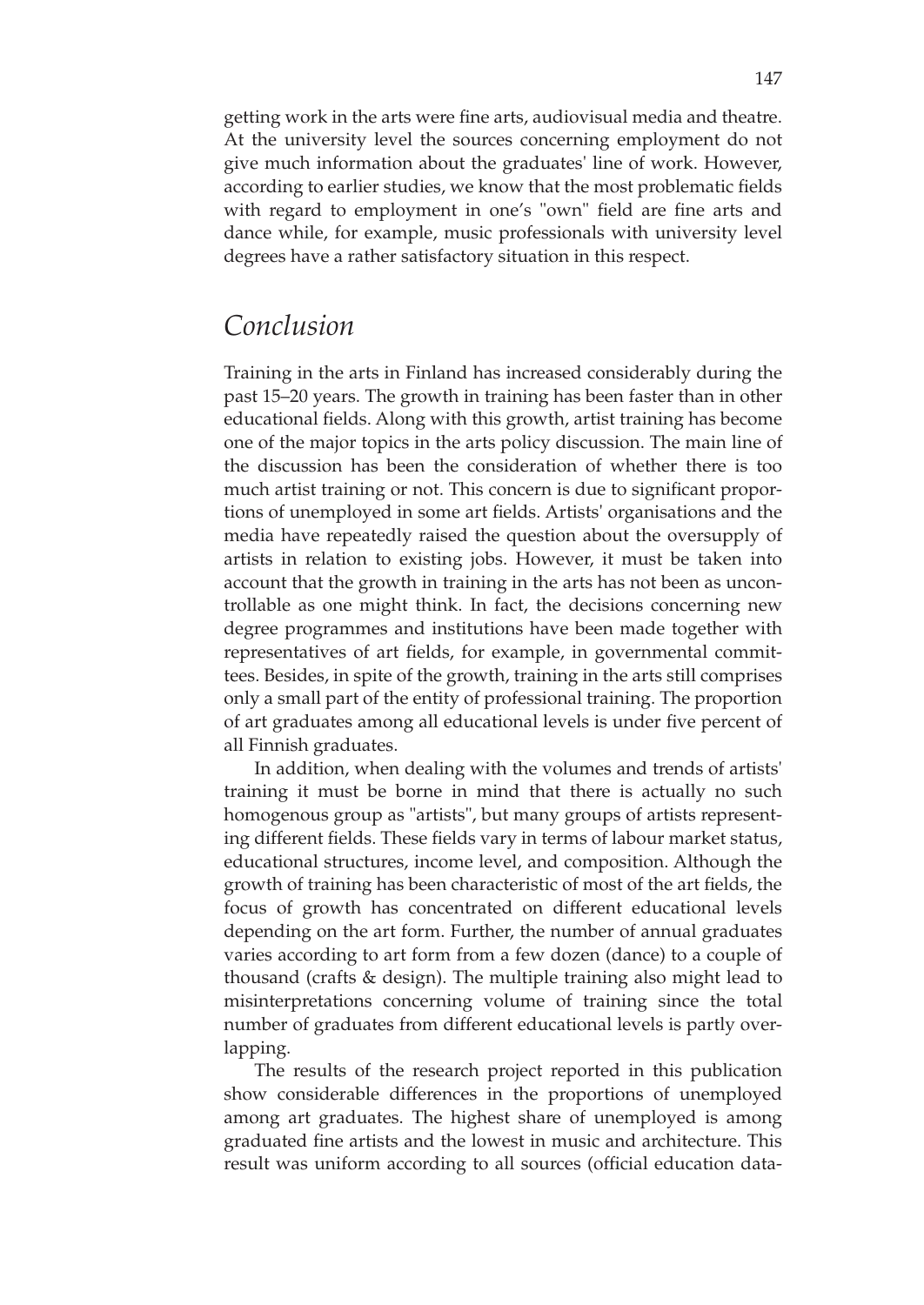getting work in the arts were fine arts, audiovisual media and theatre. At the university level the sources concerning employment do not give much information about the graduates' line of work. However, according to earlier studies, we know that the most problematic fields with regard to employment in one's "own" field are fine arts and dance while, for example, music professionals with university level degrees have a rather satisfactory situation in this respect.

## *Conclusion*

Training in the arts in Finland has increased considerably during the past 15–20 years. The growth in training has been faster than in other educational fields. Along with this growth, artist training has become one of the major topics in the arts policy discussion. The main line of the discussion has been the consideration of whether there is too much artist training or not. This concern is due to significant proportions of unemployed in some art fields. Artists' organisations and the media have repeatedly raised the question about the oversupply of artists in relation to existing jobs. However, it must be taken into account that the growth in training in the arts has not been as uncontrollable as one might think. In fact, the decisions concerning new degree programmes and institutions have been made together with representatives of art fields, for example, in governmental committees. Besides, in spite of the growth, training in the arts still comprises only a small part of the entity of professional training. The proportion of art graduates among all educational levels is under five percent of all Finnish graduates.

In addition, when dealing with the volumes and trends of artists' training it must be borne in mind that there is actually no such homogenous group as "artists", but many groups of artists representing different fields. These fields vary in terms of labour market status, educational structures, income level, and composition. Although the growth of training has been characteristic of most of the art fields, the focus of growth has concentrated on different educational levels depending on the art form. Further, the number of annual graduates varies according to art form from a few dozen (dance) to a couple of thousand (crafts & design). The multiple training also might lead to misinterpretations concerning volume of training since the total number of graduates from different educational levels is partly overlapping.

The results of the research project reported in this publication show considerable differences in the proportions of unemployed among art graduates. The highest share of unemployed is among graduated fine artists and the lowest in music and architecture. This result was uniform according to all sources (official education data-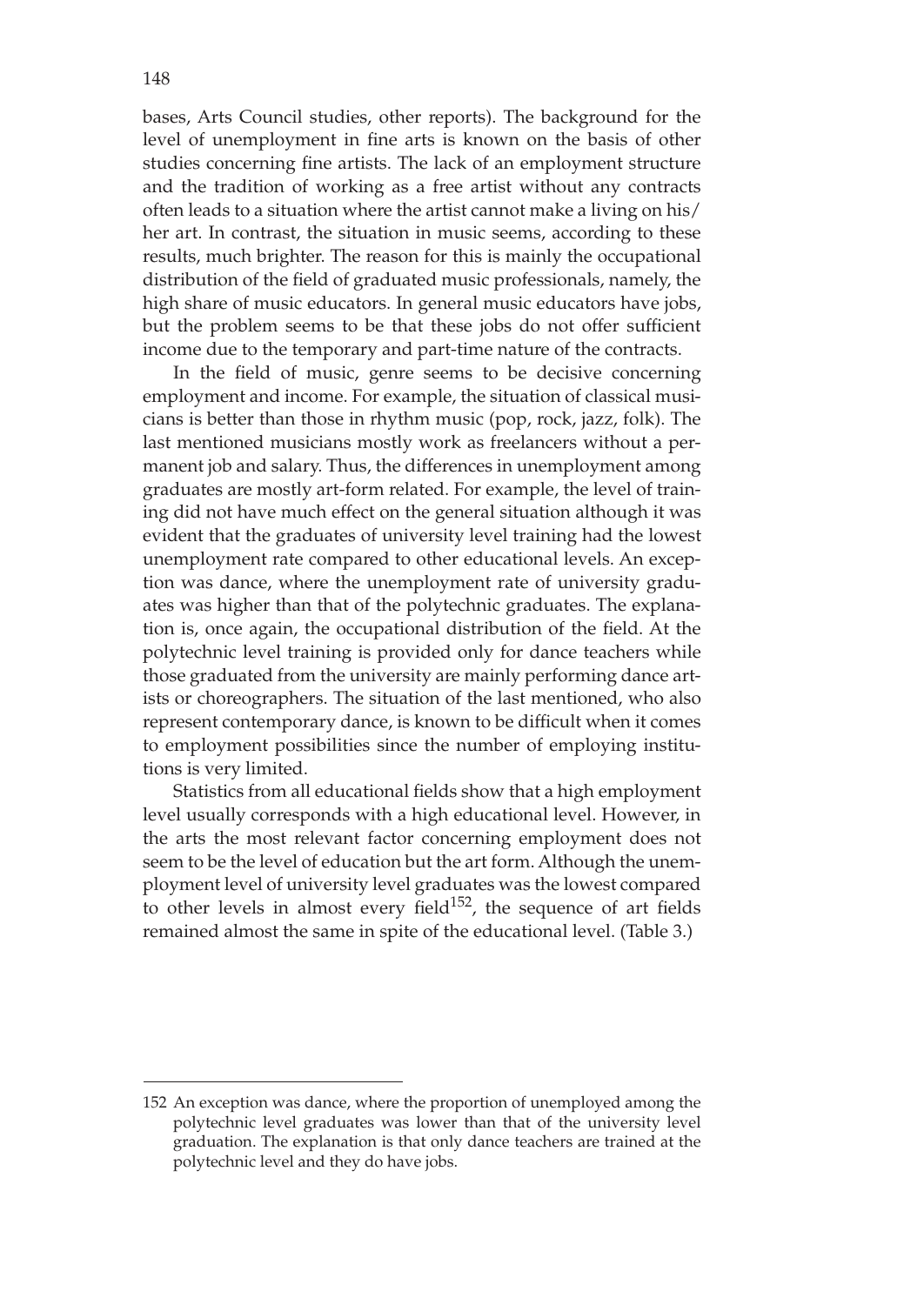bases, Arts Council studies, other reports). The background for the level of unemployment in fine arts is known on the basis of other studies concerning fine artists. The lack of an employment structure and the tradition of working as a free artist without any contracts often leads to a situation where the artist cannot make a living on his/her art. In contrast, the situation in music seems, according to these results, much brighter. The reason for this is mainly the occupational distribution of the field of graduated music professionals, namely, the high share of music educators. In general music educators have jobs, but the problem seems to be that these jobs do not offer sufficient income due to the temporary and part-time nature of the contracts.

In the field of music, genre seems to be decisive concerning employment and income. For example, the situation of classical musicians is better than those in rhythm music (pop, rock, jazz, folk). The last mentioned musicians mostly work as freelancers without a permanent job and salary. Thus, the differences in unemployment among graduates are mostly art-form related. For example, the level of training did not have much effect on the general situation although it was evident that the graduates of university level training had the lowest unemployment rate compared to other educational levels. An exception was dance, where the unemployment rate of university graduates was higher than that of the polytechnic graduates. The explanation is, once again, the occupational distribution of the field. At the polytechnic level training is provided only for dance teachers while those graduated from the university are mainly performing dance artists or choreographers. The situation of the last mentioned, who also represent contemporary dance, is known to be difficult when it comes to employment possibilities since the number of employing institutions is very limited.

Statistics from all educational fields show that a high employment level usually corresponds with a high educational level. However, in the arts the most relevant factor concerning employment does not seem to be the level of education but the art form. Although the unemployment level of university level graduates was the lowest compared to other levels in almost every field[152], the sequence of art fields remained almost the same in spite of the educational level. (Table 3.)

152 An exception was dance, where the proportion of unemployed among the polytechnic level graduates was lower than that of the university level graduation. The explanation is that only dance teachers are trained at the polytechnic level and they do have jobs.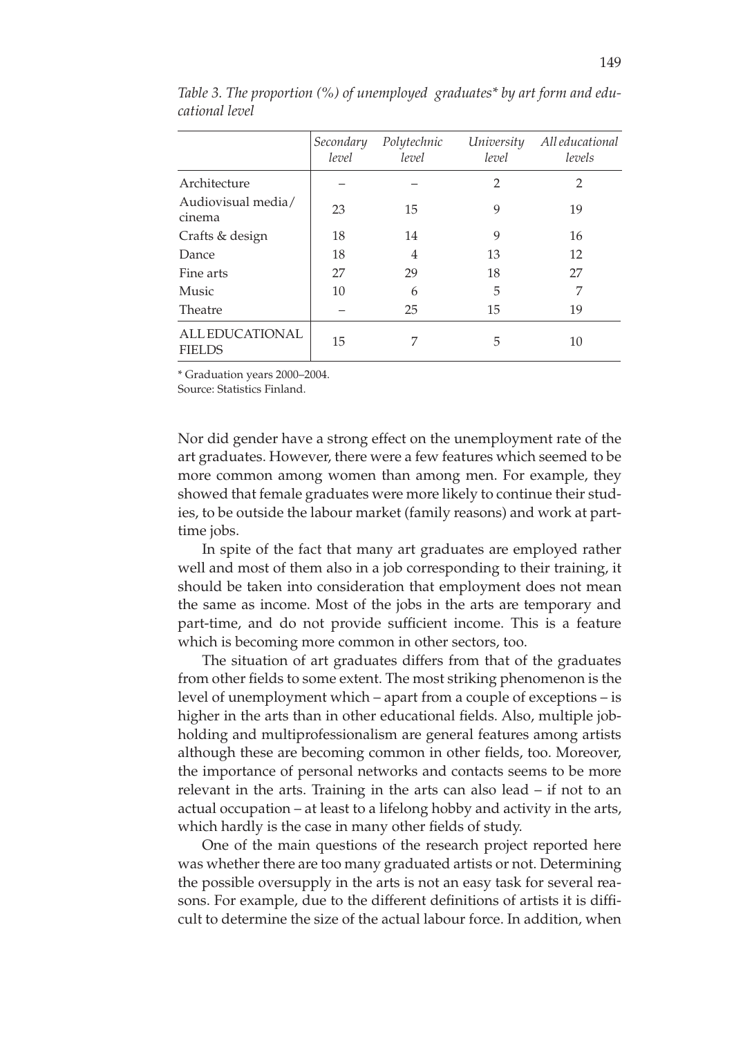*Table 3. The proportion (%) of unemployed graduates\* by art form and educational level*

| | *Secondary level* | *Polytechnic level* | *University level* | *All educational levels* |
|---|---|---|---|---|
| Architecture | – | – | 2 | 2 |
| Audiovisual media/ cinema | 23 | 15 | 9 | 19 |
| Crafts & design | 18 | 14 | 9 | 16 |
| Dance | 18 | 4 | 13 | 12 |
| Fine arts | 27 | 29 | 18 | 27 |
| Music | 10 | 6 | 5 | 7 |
| Theatre | – | 25 | 15 | 19 |
| ALL EDUCATIONAL FIELDS | 15 | 7 | 5 | 10 |

\* Graduation years 2000–2004.
Source: Statistics Finland.

Nor did gender have a strong effect on the unemployment rate of the art graduates. However, there were a few features which seemed to be more common among women than among men. For example, they showed that female graduates were more likely to continue their studies, to be outside the labour market (family reasons) and work at part-time jobs.

In spite of the fact that many art graduates are employed rather well and most of them also in a job corresponding to their training, it should be taken into consideration that employment does not mean the same as income. Most of the jobs in the arts are temporary and part-time, and do not provide sufficient income. This is a feature which is becoming more common in other sectors, too.

The situation of art graduates differs from that of the graduates from other fields to some extent. The most striking phenomenon is the level of unemployment which – apart from a couple of exceptions – is higher in the arts than in other educational fields. Also, multiple job-holding and multiprofessionalism are general features among artists although these are becoming common in other fields, too. Moreover, the importance of personal networks and contacts seems to be more relevant in the arts. Training in the arts can also lead – if not to an actual occupation – at least to a lifelong hobby and activity in the arts, which hardly is the case in many other fields of study.

One of the main questions of the research project reported here was whether there are too many graduated artists or not. Determining the possible oversupply in the arts is not an easy task for several reasons. For example, due to the different definitions of artists it is difficult to determine the size of the actual labour force. In addition, when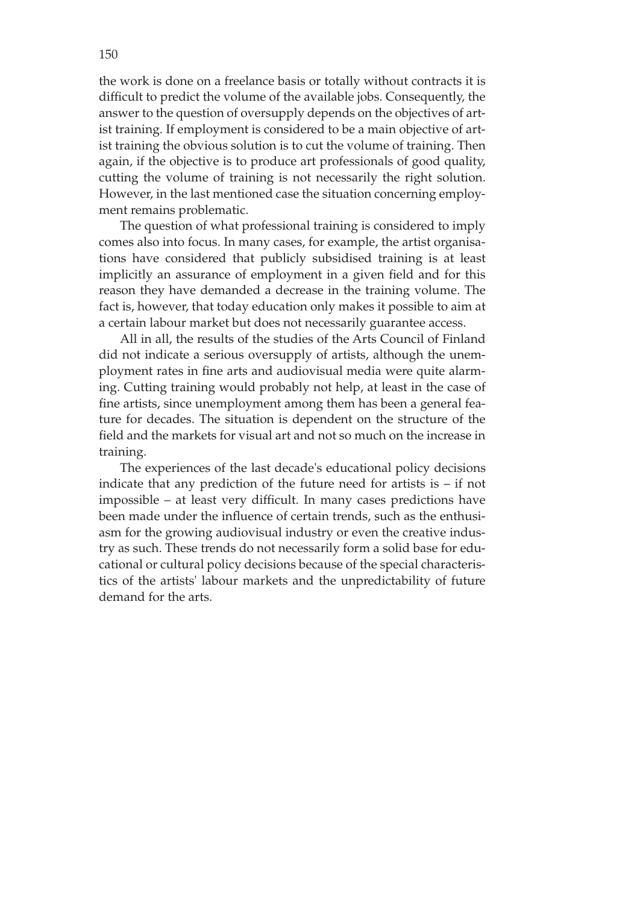the work is done on a freelance basis or totally without contracts it is difficult to predict the volume of the available jobs. Consequently, the answer to the question of oversupply depends on the objectives of artist training. If employment is considered to be a main objective of artist training the obvious solution is to cut the volume of training. Then again, if the objective is to produce art professionals of good quality, cutting the volume of training is not necessarily the right solution. However, in the last mentioned case the situation concerning employment remains problematic.

The question of what professional training is considered to imply comes also into focus. In many cases, for example, the artist organisations have considered that publicly subsidised training is at least implicitly an assurance of employment in a given field and for this reason they have demanded a decrease in the training volume. The fact is, however, that today education only makes it possible to aim at a certain labour market but does not necessarily guarantee access.

All in all, the results of the studies of the Arts Council of Finland did not indicate a serious oversupply of artists, although the unemployment rates in fine arts and audiovisual media were quite alarming. Cutting training would probably not help, at least in the case of fine artists, since unemployment among them has been a general feature for decades. The situation is dependent on the structure of the field and the markets for visual art and not so much on the increase in training.

The experiences of the last decade's educational policy decisions indicate that any prediction of the future need for artists is – if not impossible – at least very difficult. In many cases predictions have been made under the influence of certain trends, such as the enthusiasm for the growing audiovisual industry or even the creative industry as such. These trends do not necessarily form a solid base for educational or cultural policy decisions because of the special characteristics of the artists' labour markets and the unpredictability of future demand for the arts.